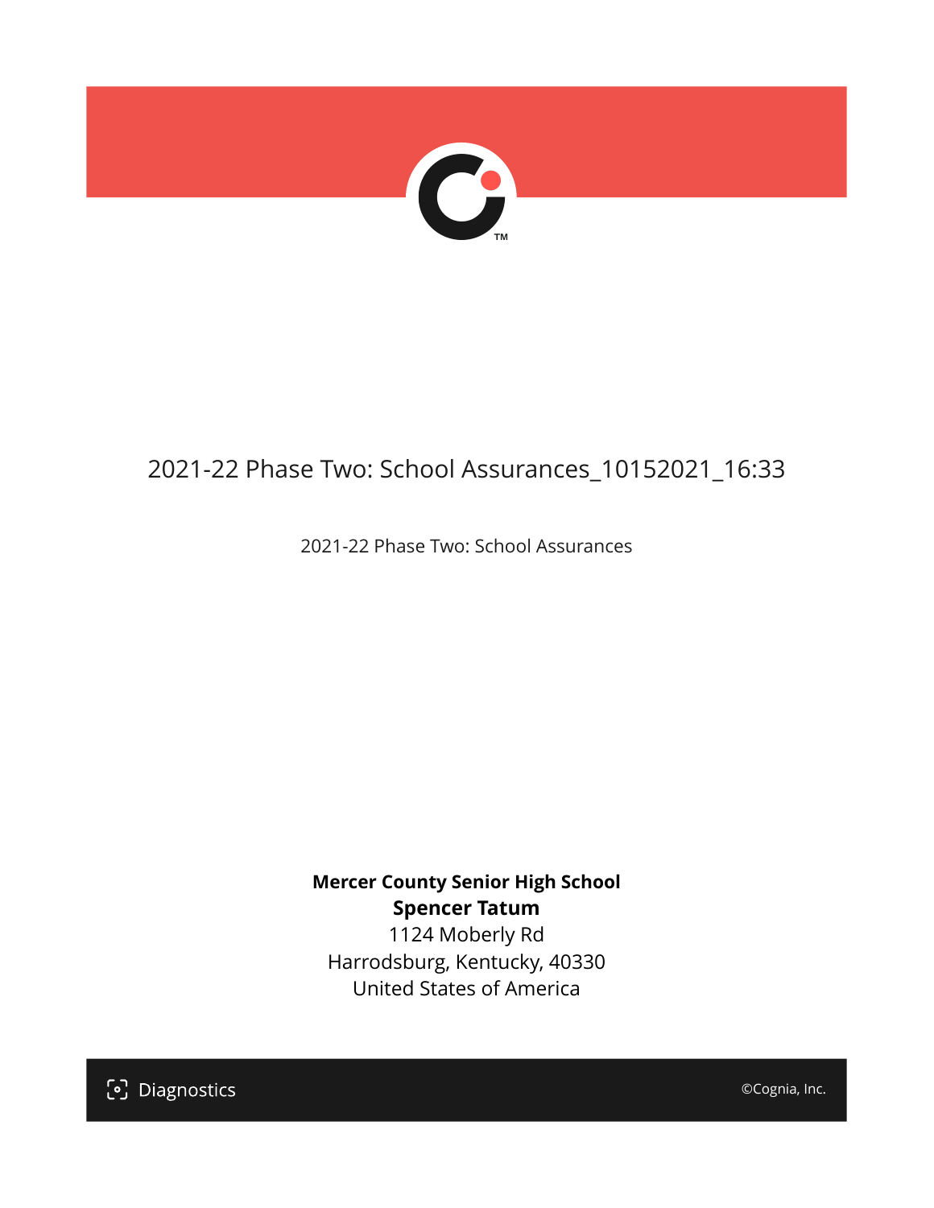# 2021-22 Phase Two: School Assurances_10152021_16:33

2021-22 Phase Two: School Assurances

**Mercer County Senior High School**
**Spencer Tatum**
1124 Moberly Rd
Harrodsburg, Kentucky, 40330
United States of America

Diagnostics

©Cognia, Inc.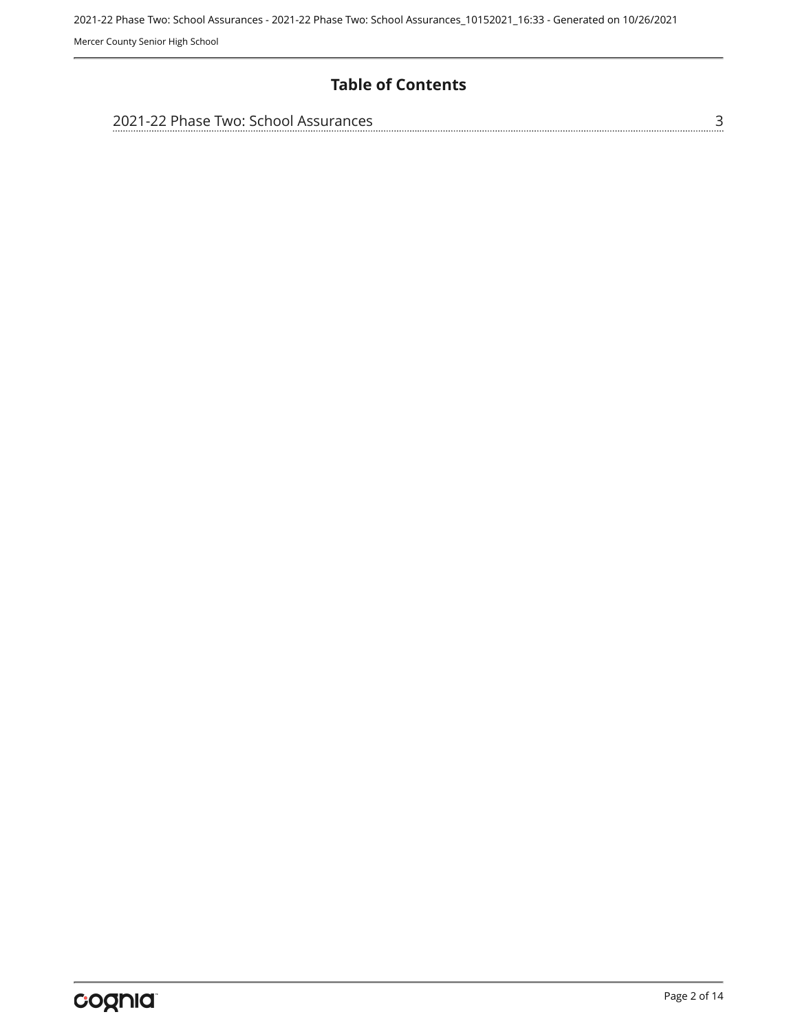# Table of Contents

2021-22 Phase Two: School Assurances ........ 3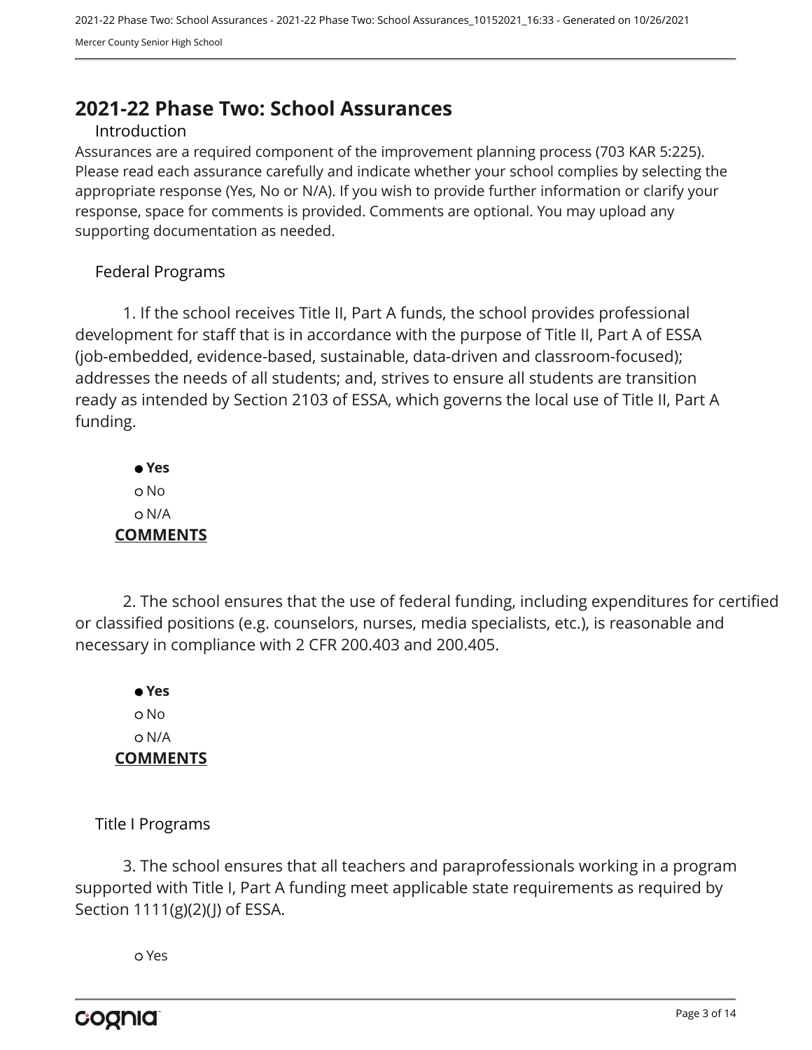# 2021-22 Phase Two: School Assurances

## Introduction

Assurances are a required component of the improvement planning process (703 KAR 5:225). Please read each assurance carefully and indicate whether your school complies by selecting the appropriate response (Yes, No or N/A). If you wish to provide further information or clarify your response, space for comments is provided. Comments are optional. You may upload any supporting documentation as needed.

## Federal Programs

1. If the school receives Title II, Part A funds, the school provides professional development for staff that is in accordance with the purpose of Title II, Part A of ESSA (job-embedded, evidence-based, sustainable, data-driven and classroom-focused); addresses the needs of all students; and, strives to ensure all students are transition ready as intended by Section 2103 of ESSA, which governs the local use of Title II, Part A funding.

- ● **Yes**
- ○ No
- ○ N/A

**COMMENTS**

2. The school ensures that the use of federal funding, including expenditures for certified or classified positions (e.g. counselors, nurses, media specialists, etc.), is reasonable and necessary in compliance with 2 CFR 200.403 and 200.405.

- ● **Yes**
- ○ No
- ○ N/A

**COMMENTS**

## Title I Programs

3. The school ensures that all teachers and paraprofessionals working in a program supported with Title I, Part A funding meet applicable state requirements as required by Section 1111(g)(2)(J) of ESSA.

- ○ Yes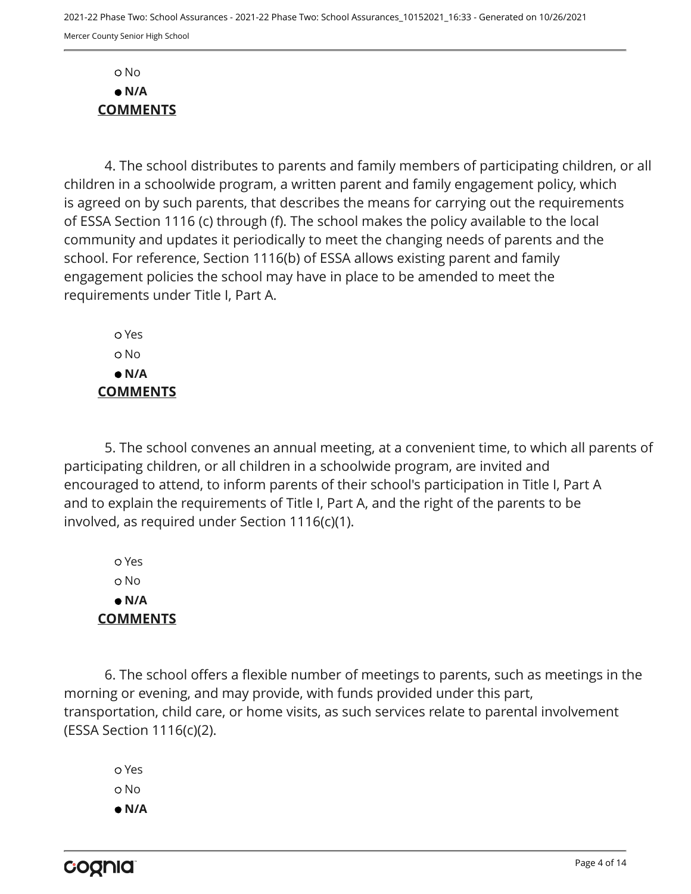○ No

● **N/A**

**COMMENTS**

4. The school distributes to parents and family members of participating children, or all children in a schoolwide program, a written parent and family engagement policy, which is agreed on by such parents, that describes the means for carrying out the requirements of ESSA Section 1116 (c) through (f). The school makes the policy available to the local community and updates it periodically to meet the changing needs of parents and the school. For reference, Section 1116(b) of ESSA allows existing parent and family engagement policies the school may have in place to be amended to meet the requirements under Title I, Part A.

○ Yes

○ No

● **N/A**

**COMMENTS**

5. The school convenes an annual meeting, at a convenient time, to which all parents of participating children, or all children in a schoolwide program, are invited and encouraged to attend, to inform parents of their school's participation in Title I, Part A and to explain the requirements of Title I, Part A, and the right of the parents to be involved, as required under Section 1116(c)(1).

○ Yes

○ No

● **N/A**

**COMMENTS**

6. The school offers a flexible number of meetings to parents, such as meetings in the morning or evening, and may provide, with funds provided under this part, transportation, child care, or home visits, as such services relate to parental involvement (ESSA Section 1116(c)(2).

○ Yes

○ No

● **N/A**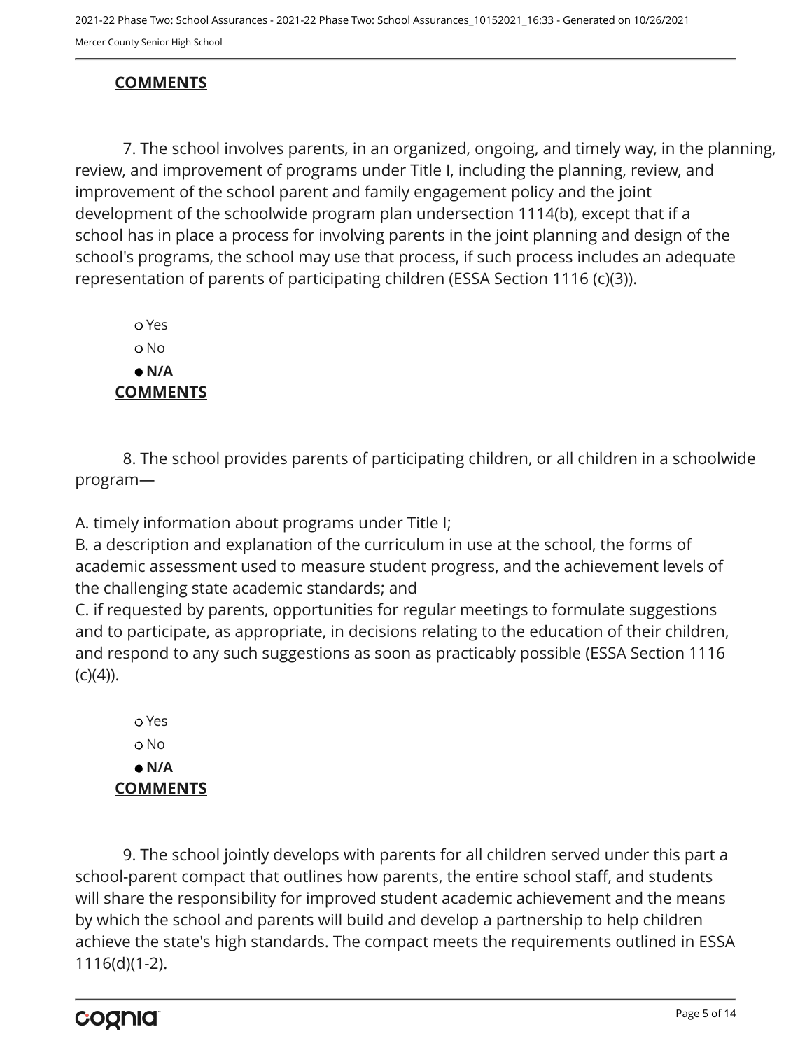**COMMENTS**

7. The school involves parents, in an organized, ongoing, and timely way, in the planning, review, and improvement of programs under Title I, including the planning, review, and improvement of the school parent and family engagement policy and the joint development of the schoolwide program plan undersection 1114(b), except that if a school has in place a process for involving parents in the joint planning and design of the school's programs, the school may use that process, if such process includes an adequate representation of parents of participating children (ESSA Section 1116 (c)(3)).

- ○ Yes
- ○ No
- ● **N/A**

**COMMENTS**

8. The school provides parents of participating children, or all children in a schoolwide program—

A. timely information about programs under Title I;
B. a description and explanation of the curriculum in use at the school, the forms of academic assessment used to measure student progress, and the achievement levels of the challenging state academic standards; and
C. if requested by parents, opportunities for regular meetings to formulate suggestions and to participate, as appropriate, in decisions relating to the education of their children, and respond to any such suggestions as soon as practicably possible (ESSA Section 1116 (c)(4)).

- ○ Yes
- ○ No
- ● **N/A**

**COMMENTS**

9. The school jointly develops with parents for all children served under this part a school-parent compact that outlines how parents, the entire school staff, and students will share the responsibility for improved student academic achievement and the means by which the school and parents will build and develop a partnership to help children achieve the state's high standards. The compact meets the requirements outlined in ESSA 1116(d)(1-2).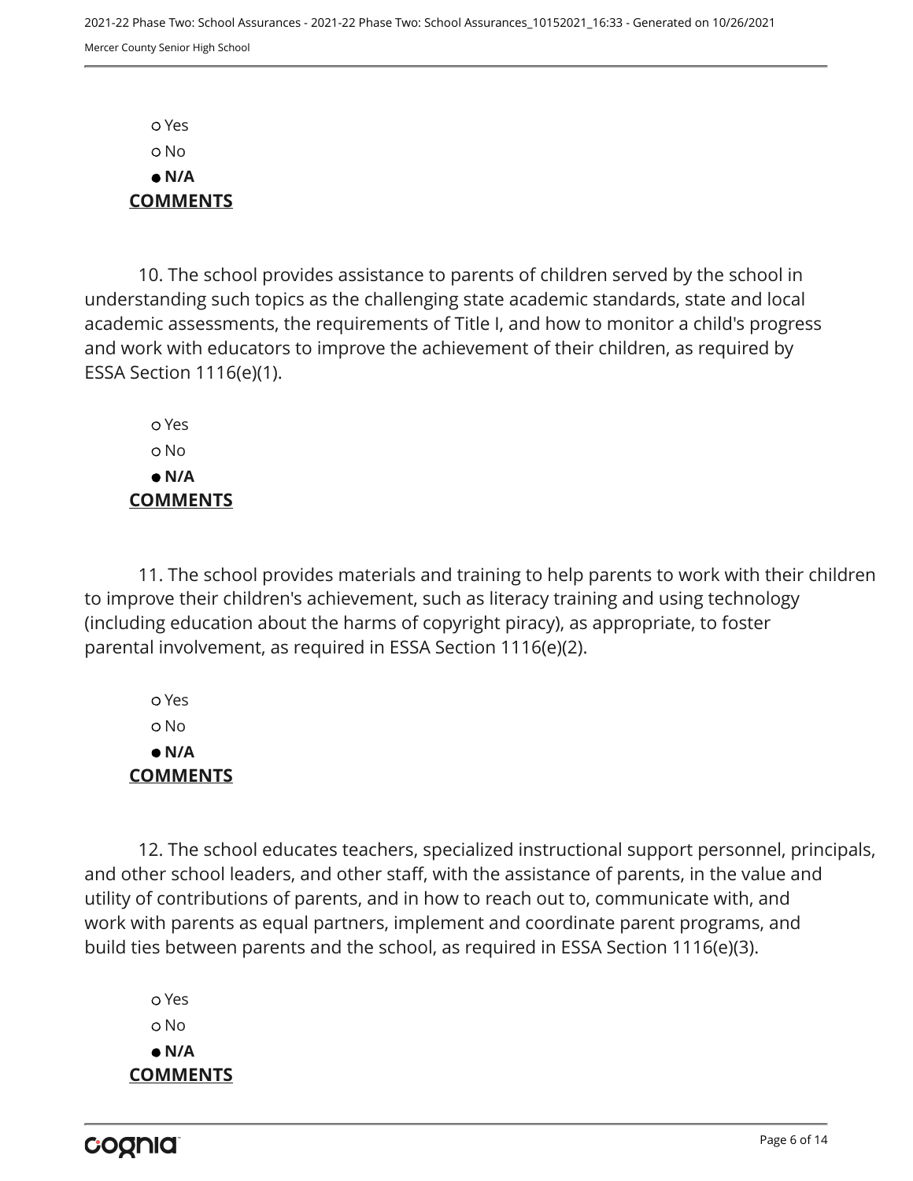- ○ Yes
- ○ No
- ● **N/A**

**COMMENTS**

10. The school provides assistance to parents of children served by the school in understanding such topics as the challenging state academic standards, state and local academic assessments, the requirements of Title I, and how to monitor a child's progress and work with educators to improve the achievement of their children, as required by ESSA Section 1116(e)(1).

- ○ Yes
- ○ No
- ● **N/A**

**COMMENTS**

11. The school provides materials and training to help parents to work with their children to improve their children's achievement, such as literacy training and using technology (including education about the harms of copyright piracy), as appropriate, to foster parental involvement, as required in ESSA Section 1116(e)(2).

- ○ Yes
- ○ No
- ● **N/A**

**COMMENTS**

12. The school educates teachers, specialized instructional support personnel, principals, and other school leaders, and other staff, with the assistance of parents, in the value and utility of contributions of parents, and in how to reach out to, communicate with, and work with parents as equal partners, implement and coordinate parent programs, and build ties between parents and the school, as required in ESSA Section 1116(e)(3).

- ○ Yes
- ○ No
- ● **N/A**

**COMMENTS**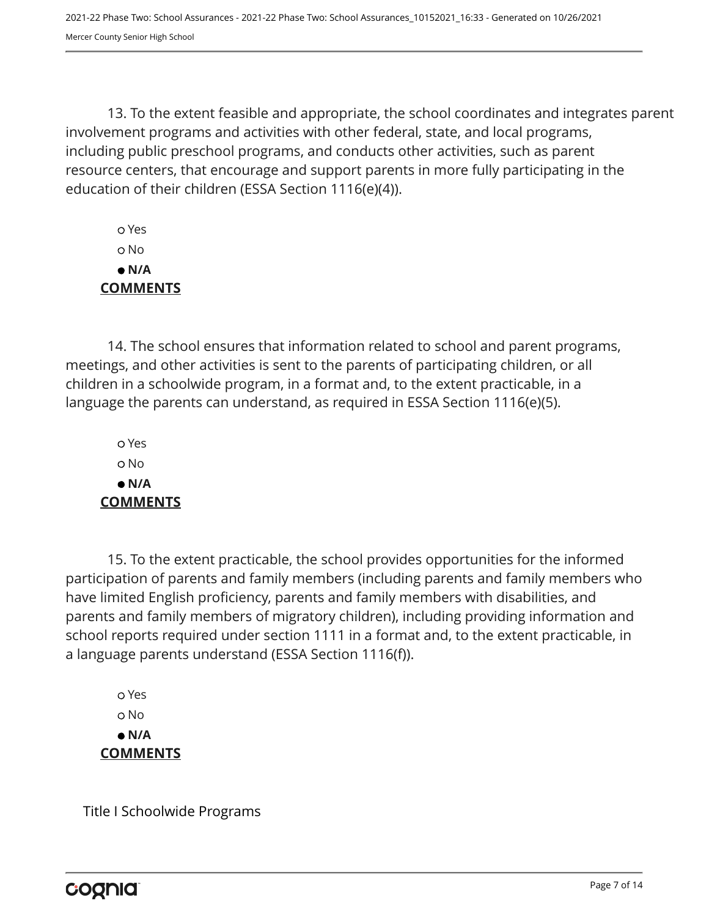13. To the extent feasible and appropriate, the school coordinates and integrates parent involvement programs and activities with other federal, state, and local programs, including public preschool programs, and conducts other activities, such as parent resource centers, that encourage and support parents in more fully participating in the education of their children (ESSA Section 1116(e)(4)).

○ Yes
○ No
● **N/A**

**COMMENTS**

14. The school ensures that information related to school and parent programs, meetings, and other activities is sent to the parents of participating children, or all children in a schoolwide program, in a format and, to the extent practicable, in a language the parents can understand, as required in ESSA Section 1116(e)(5).

○ Yes
○ No
● **N/A**

**COMMENTS**

15. To the extent practicable, the school provides opportunities for the informed participation of parents and family members (including parents and family members who have limited English proficiency, parents and family members with disabilities, and parents and family members of migratory children), including providing information and school reports required under section 1111 in a format and, to the extent practicable, in a language parents understand (ESSA Section 1116(f)).

○ Yes
○ No
● **N/A**

**COMMENTS**

Title I Schoolwide Programs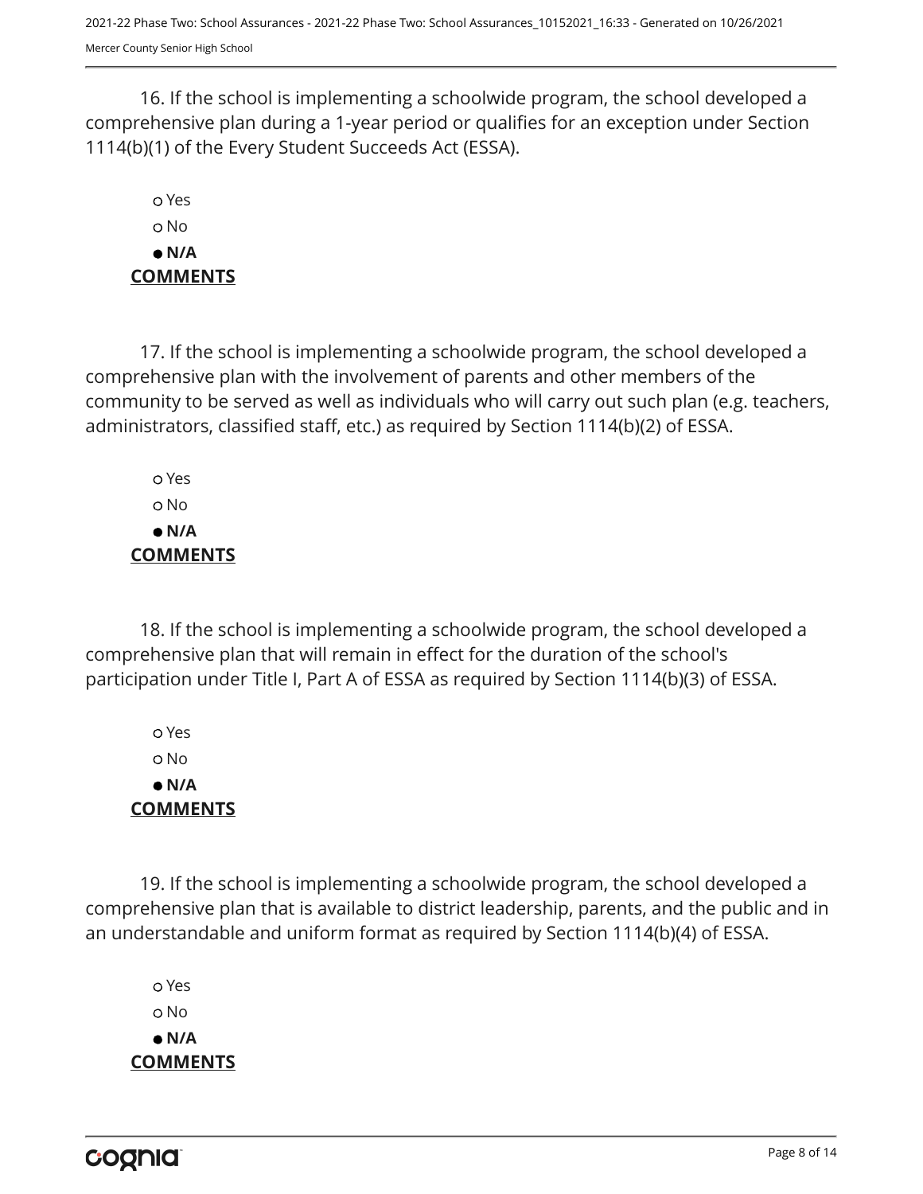16. If the school is implementing a schoolwide program, the school developed a comprehensive plan during a 1-year period or qualifies for an exception under Section 1114(b)(1) of the Every Student Succeeds Act (ESSA).

- ○ Yes
- ○ No
- ● **N/A**

**COMMENTS**

17. If the school is implementing a schoolwide program, the school developed a comprehensive plan with the involvement of parents and other members of the community to be served as well as individuals who will carry out such plan (e.g. teachers, administrators, classified staff, etc.) as required by Section 1114(b)(2) of ESSA.

- ○ Yes
- ○ No
- ● **N/A**

**COMMENTS**

18. If the school is implementing a schoolwide program, the school developed a comprehensive plan that will remain in effect for the duration of the school's participation under Title I, Part A of ESSA as required by Section 1114(b)(3) of ESSA.

- ○ Yes
- ○ No
- ● **N/A**

**COMMENTS**

19. If the school is implementing a schoolwide program, the school developed a comprehensive plan that is available to district leadership, parents, and the public and in an understandable and uniform format as required by Section 1114(b)(4) of ESSA.

- ○ Yes
- ○ No
- ● **N/A**

**COMMENTS**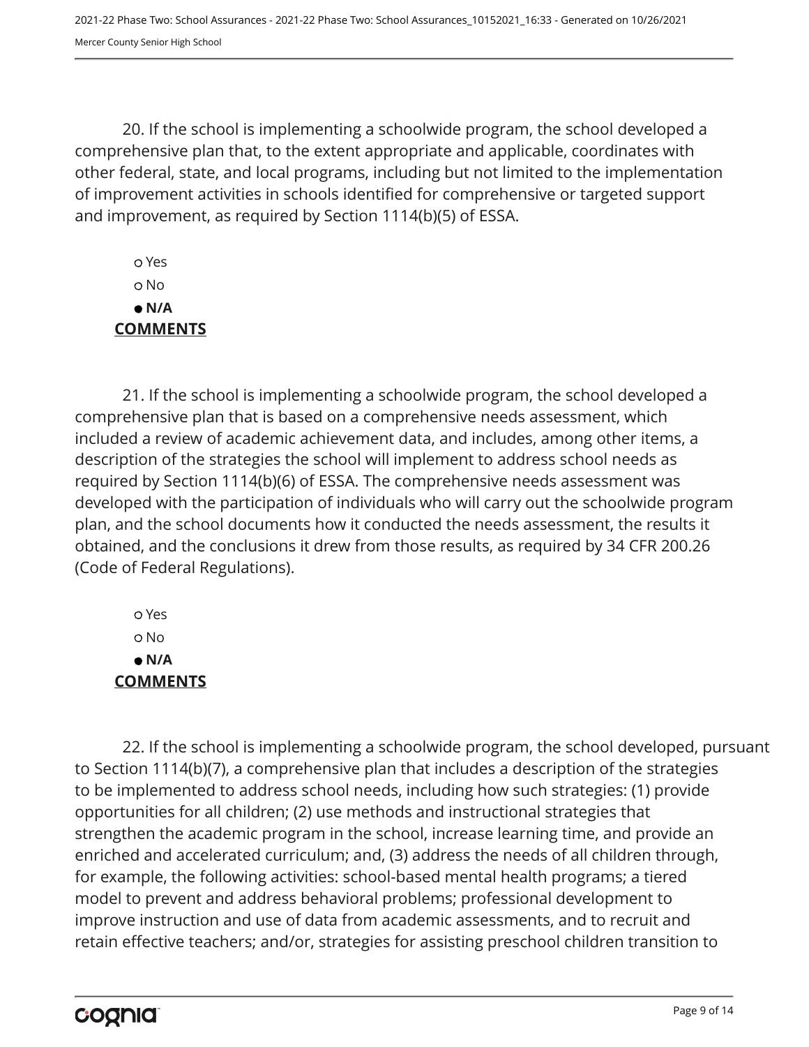20. If the school is implementing a schoolwide program, the school developed a comprehensive plan that, to the extent appropriate and applicable, coordinates with other federal, state, and local programs, including but not limited to the implementation of improvement activities in schools identified for comprehensive or targeted support and improvement, as required by Section 1114(b)(5) of ESSA.

- ○ Yes
- ○ No
- ● **N/A**

**COMMENTS**

21. If the school is implementing a schoolwide program, the school developed a comprehensive plan that is based on a comprehensive needs assessment, which included a review of academic achievement data, and includes, among other items, a description of the strategies the school will implement to address school needs as required by Section 1114(b)(6) of ESSA. The comprehensive needs assessment was developed with the participation of individuals who will carry out the schoolwide program plan, and the school documents how it conducted the needs assessment, the results it obtained, and the conclusions it drew from those results, as required by 34 CFR 200.26 (Code of Federal Regulations).

- ○ Yes
- ○ No
- ● **N/A**

**COMMENTS**

22. If the school is implementing a schoolwide program, the school developed, pursuant to Section 1114(b)(7), a comprehensive plan that includes a description of the strategies to be implemented to address school needs, including how such strategies: (1) provide opportunities for all children; (2) use methods and instructional strategies that strengthen the academic program in the school, increase learning time, and provide an enriched and accelerated curriculum; and, (3) address the needs of all children through, for example, the following activities: school-based mental health programs; a tiered model to prevent and address behavioral problems; professional development to improve instruction and use of data from academic assessments, and to recruit and retain effective teachers; and/or, strategies for assisting preschool children transition to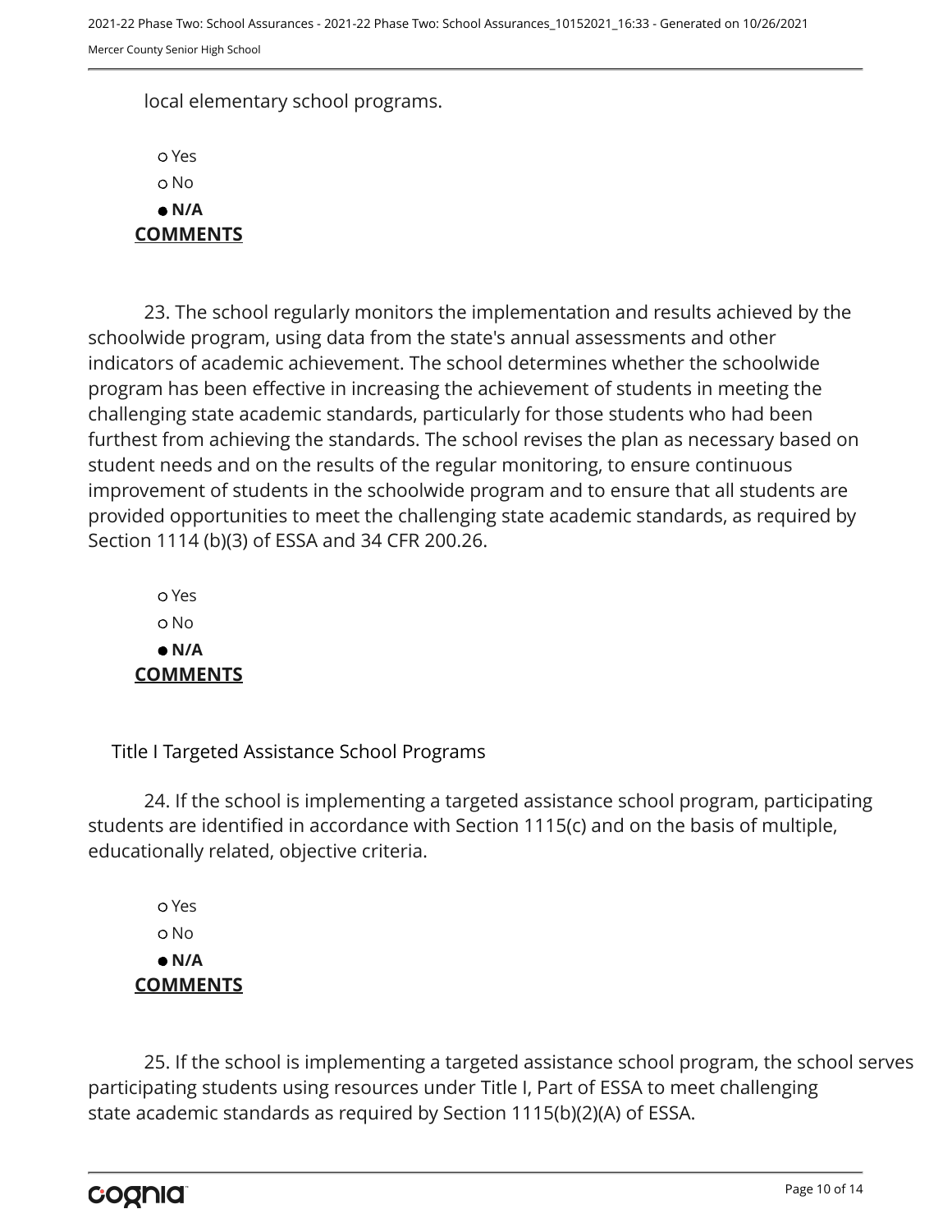local elementary school programs.

- Yes
- No
- **N/A**

**COMMENTS**

23. The school regularly monitors the implementation and results achieved by the schoolwide program, using data from the state's annual assessments and other indicators of academic achievement. The school determines whether the schoolwide program has been effective in increasing the achievement of students in meeting the challenging state academic standards, particularly for those students who had been furthest from achieving the standards. The school revises the plan as necessary based on student needs and on the results of the regular monitoring, to ensure continuous improvement of students in the schoolwide program and to ensure that all students are provided opportunities to meet the challenging state academic standards, as required by Section 1114 (b)(3) of ESSA and 34 CFR 200.26.

- Yes
- No
- **N/A**

**COMMENTS**

Title I Targeted Assistance School Programs

24. If the school is implementing a targeted assistance school program, participating students are identified in accordance with Section 1115(c) and on the basis of multiple, educationally related, objective criteria.

- Yes
- No
- **N/A**

**COMMENTS**

25. If the school is implementing a targeted assistance school program, the school serves participating students using resources under Title I, Part of ESSA to meet challenging state academic standards as required by Section 1115(b)(2)(A) of ESSA.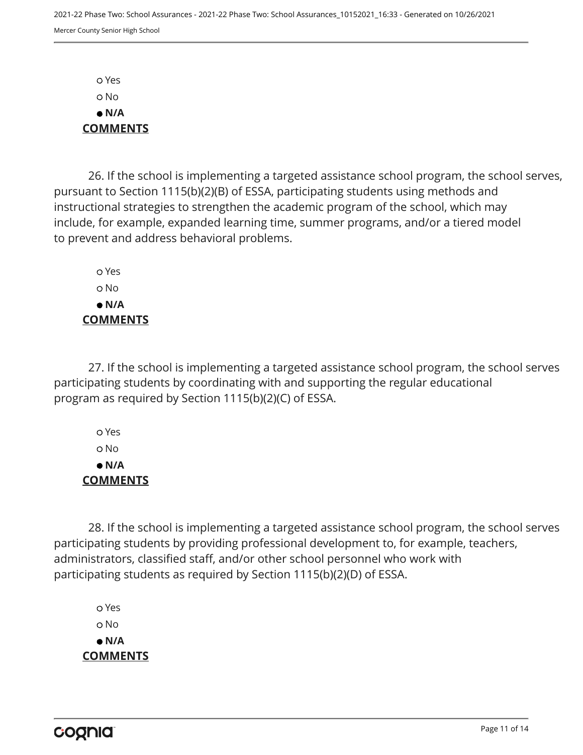- ○ Yes
- ○ No
- ● **N/A**

**COMMENTS**

26. If the school is implementing a targeted assistance school program, the school serves, pursuant to Section 1115(b)(2)(B) of ESSA, participating students using methods and instructional strategies to strengthen the academic program of the school, which may include, for example, expanded learning time, summer programs, and/or a tiered model to prevent and address behavioral problems.

- ○ Yes
- ○ No
- ● **N/A**

**COMMENTS**

27. If the school is implementing a targeted assistance school program, the school serves participating students by coordinating with and supporting the regular educational program as required by Section 1115(b)(2)(C) of ESSA.

- ○ Yes
- ○ No
- ● **N/A**

**COMMENTS**

28. If the school is implementing a targeted assistance school program, the school serves participating students by providing professional development to, for example, teachers, administrators, classified staff, and/or other school personnel who work with participating students as required by Section 1115(b)(2)(D) of ESSA.

- ○ Yes
- ○ No
- ● **N/A**

**COMMENTS**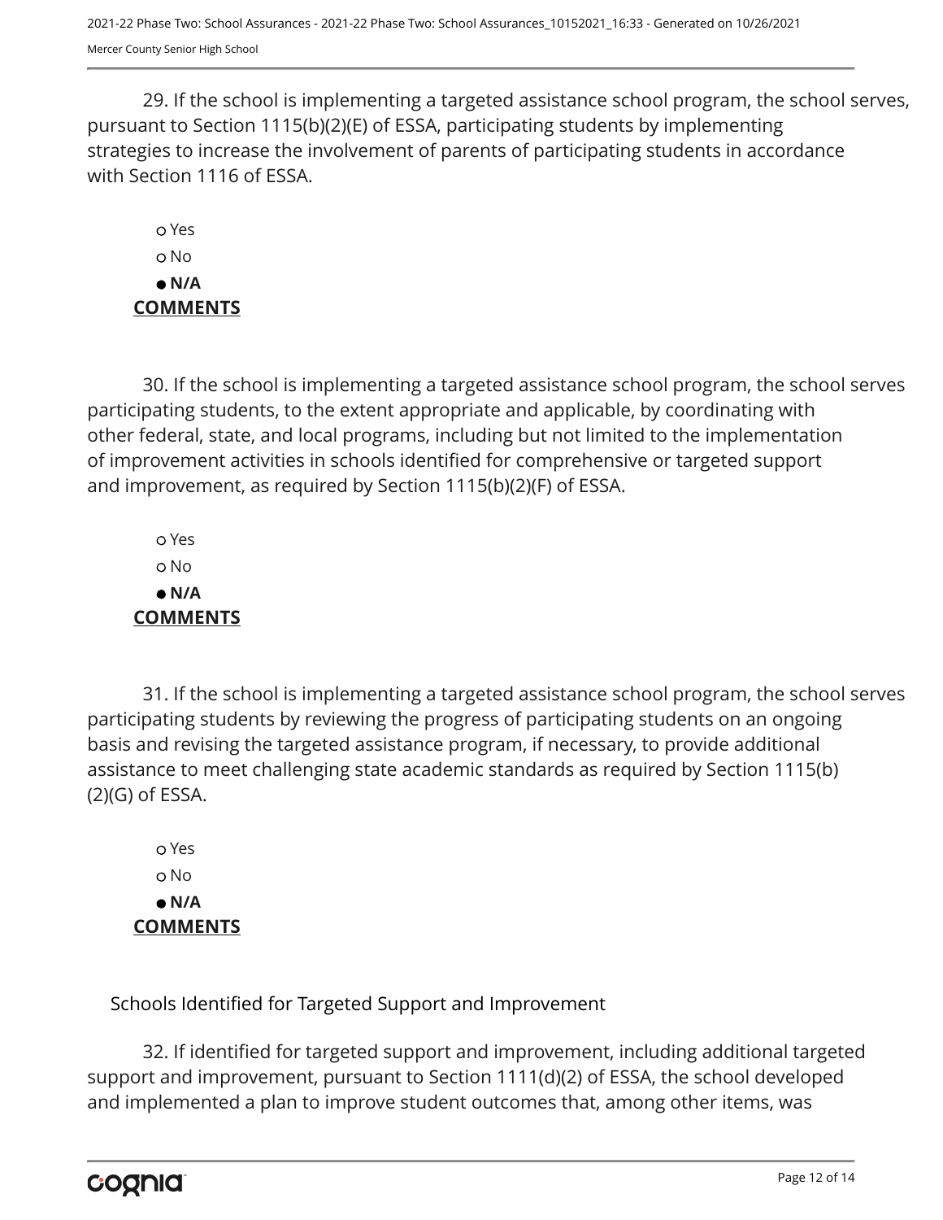29. If the school is implementing a targeted assistance school program, the school serves, pursuant to Section 1115(b)(2)(E) of ESSA, participating students by implementing strategies to increase the involvement of parents of participating students in accordance with Section 1116 of ESSA.

- ○ Yes
- ○ No
- ● **N/A**

**COMMENTS**

30. If the school is implementing a targeted assistance school program, the school serves participating students, to the extent appropriate and applicable, by coordinating with other federal, state, and local programs, including but not limited to the implementation of improvement activities in schools identified for comprehensive or targeted support and improvement, as required by Section 1115(b)(2)(F) of ESSA.

- ○ Yes
- ○ No
- ● **N/A**

**COMMENTS**

31. If the school is implementing a targeted assistance school program, the school serves participating students by reviewing the progress of participating students on an ongoing basis and revising the targeted assistance program, if necessary, to provide additional assistance to meet challenging state academic standards as required by Section 1115(b)(2)(G) of ESSA.

- ○ Yes
- ○ No
- ● **N/A**

**COMMENTS**

Schools Identified for Targeted Support and Improvement

32. If identified for targeted support and improvement, including additional targeted support and improvement, pursuant to Section 1111(d)(2) of ESSA, the school developed and implemented a plan to improve student outcomes that, among other items, was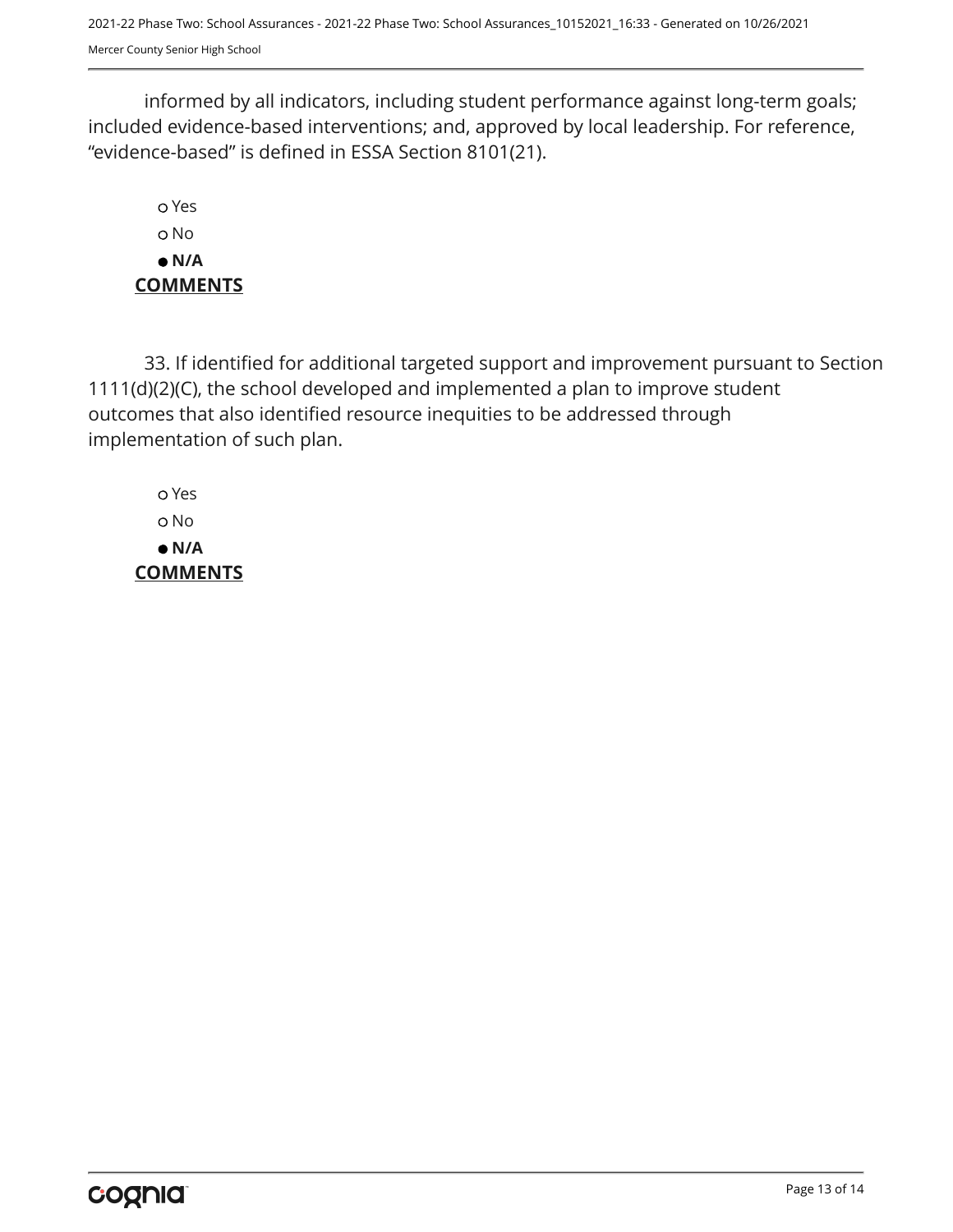informed by all indicators, including student performance against long-term goals; included evidence-based interventions; and, approved by local leadership. For reference, “evidence-based” is defined in ESSA Section 8101(21).

- ○ Yes
- ○ No
- ● **N/A**

**COMMENTS**

33. If identified for additional targeted support and improvement pursuant to Section 1111(d)(2)(C), the school developed and implemented a plan to improve student outcomes that also identified resource inequities to be addressed through implementation of such plan.

- ○ Yes
- ○ No
- ● **N/A**

**COMMENTS**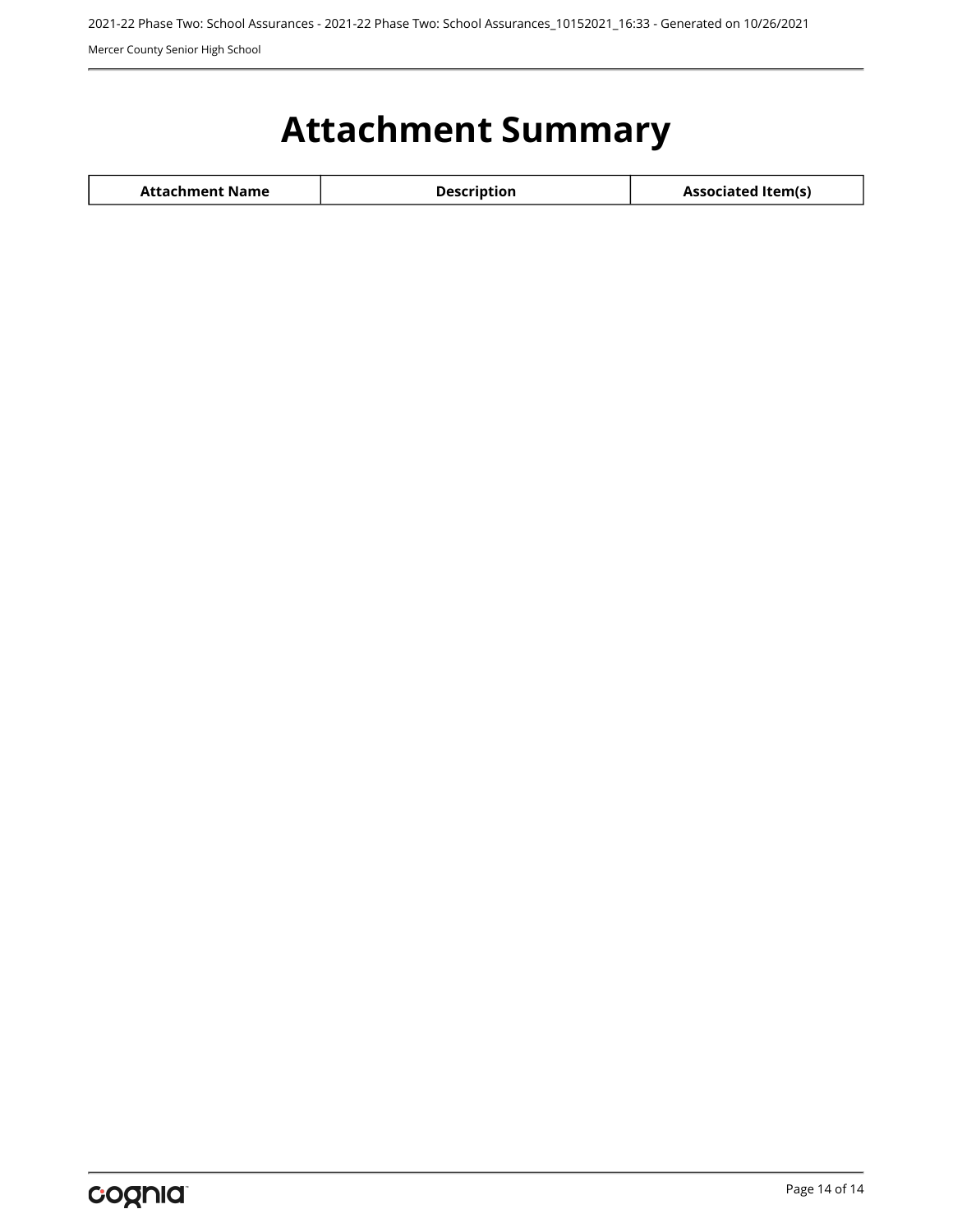# Attachment Summary

| Attachment Name | Description | Associated Item(s) |
| --- | --- | --- |